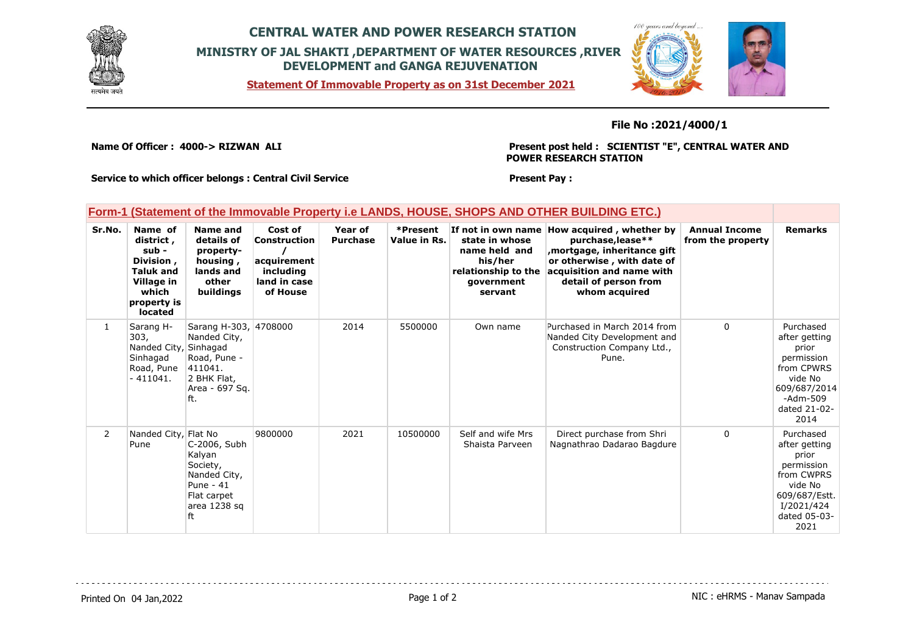# CENTRAL WATER AND POWER RESEARCH STATION

## MINISTRY OF JAL SHAKTI ,DEPARTMENT OF WATER RESOURCES ,RIVER DEVELOPMENT and GANGA REJUVENATION

**Statement Of Immovable Property as on 31st December 2021**

**File No :2021/4000/1**

**Name Of Officer : 4000-> RIZWAN ALI**

**Present post held : SCIENTIST "E", CENTRAL WATER AND POWER RESEARCH STATION**

**Service to which officer belongs : Central Civil Service**

**Present Pay :**

### Form-1 (Statement of the Immovable Property i.e LANDS, HOUSE, SHOPS AND OTHER BUILDING ETC.)

| Sr.No. | Name of district , sub - Division , Taluk and Village in which property is located | Name and details of property-housing , lands and other buildings | Cost of Construction / acquirement including land in case of House | Year of Purchase | *Present Value in Rs. | If not in own name state in whose name held and his/her relationship to the government servant | How acquired , whether by purchase,lease** ,mortgage, inheritance gift or otherwise , with date of acquisition and name with detail of person from whom acquired | Annual Income from the property | Remarks |
|---|---|---|---|---|---|---|---|---|---|
| 1 | Sarang H-303, Nanded City, Sinhagad Road, Pune - 411041. | Sarang H-303, Nanded City, Sinhagad Road, Pune - 411041. 2 BHK Flat, Area - 697 Sq. ft. | 4708000 | 2014 | 5500000 | Own name | Purchased in March 2014 from Nanded City Development and Construction Company Ltd., Pune. | 0 | Purchased after getting prior permission from CPWRS vide No 609/687/2014 -Adm-509 dated 21-02-2014 |
| 2 | Nanded City, Pune | Flat No C-2006, Subh Kalyan Society, Nanded City, Pune - 41 Flat carpet area 1238 sq ft | 9800000 | 2021 | 10500000 | Self and wife Mrs Shaista Parveen | Direct purchase from Shri Nagnathrao Dadarao Bagdure | 0 | Purchased after getting prior permission from CWPRS vide No 609/687/Estt. I/2021/424 dated 05-03-2021 |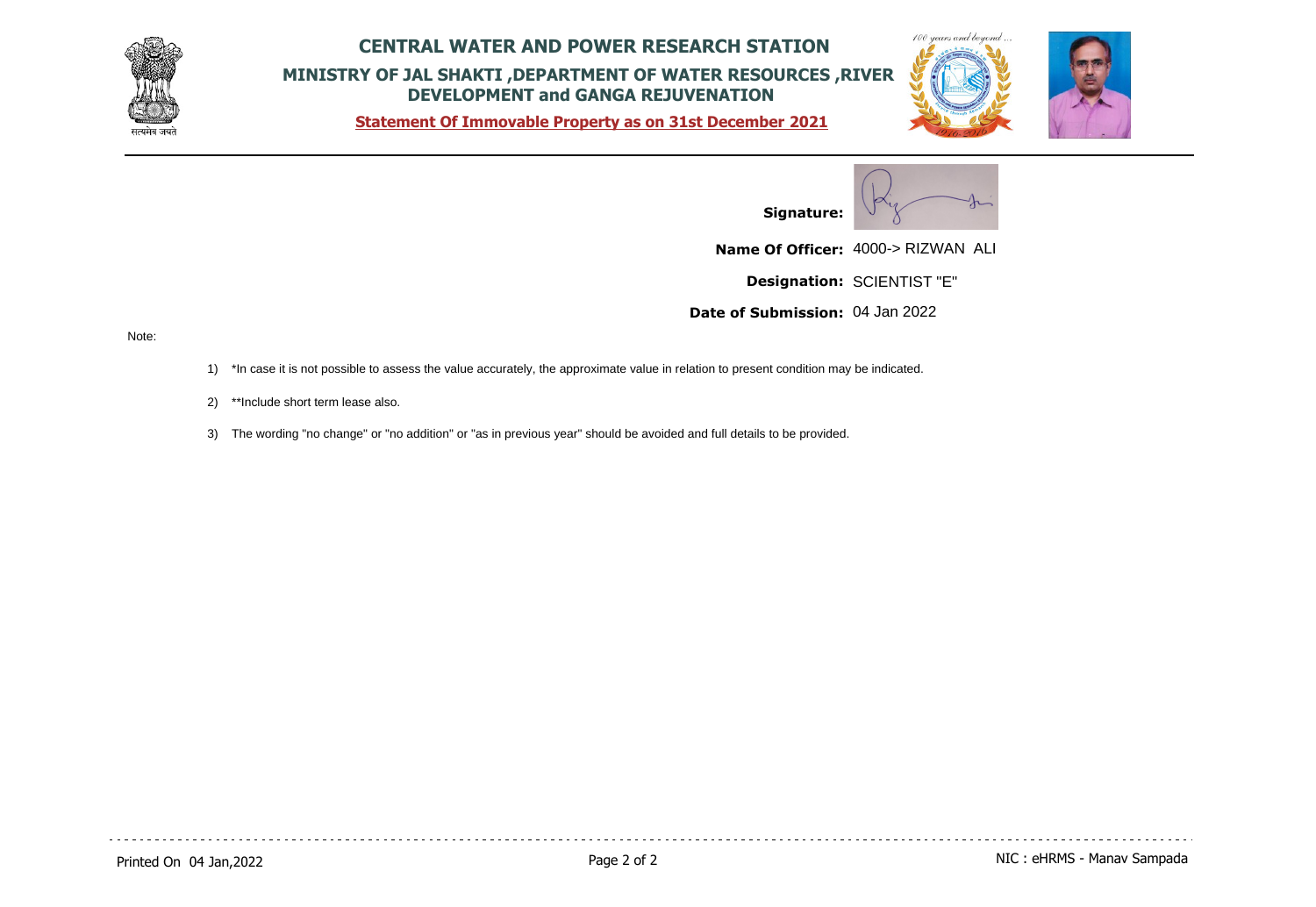# CENTRAL WATER AND POWER RESEARCH STATION

## MINISTRY OF JAL SHAKTI ,DEPARTMENT OF WATER RESOURCES ,RIVER DEVELOPMENT and GANGA REJUVENATION

**Statement Of Immovable Property as on 31st December 2021**

**Signature:**

**Name Of Officer:** 4000-> RIZWAN ALI

**Designation:** SCIENTIST "E"

**Date of Submission:** 04 Jan 2022

Note:

1) *In case it is not possible to assess the value accurately, the approximate value in relation to present condition may be indicated.

2) **Include short term lease also.

3) The wording "no change" or "no addition" or "as in previous year" should be avoided and full details to be provided.

Printed On 04 Jan,2022

NIC : eHRMS - Manav Sampada